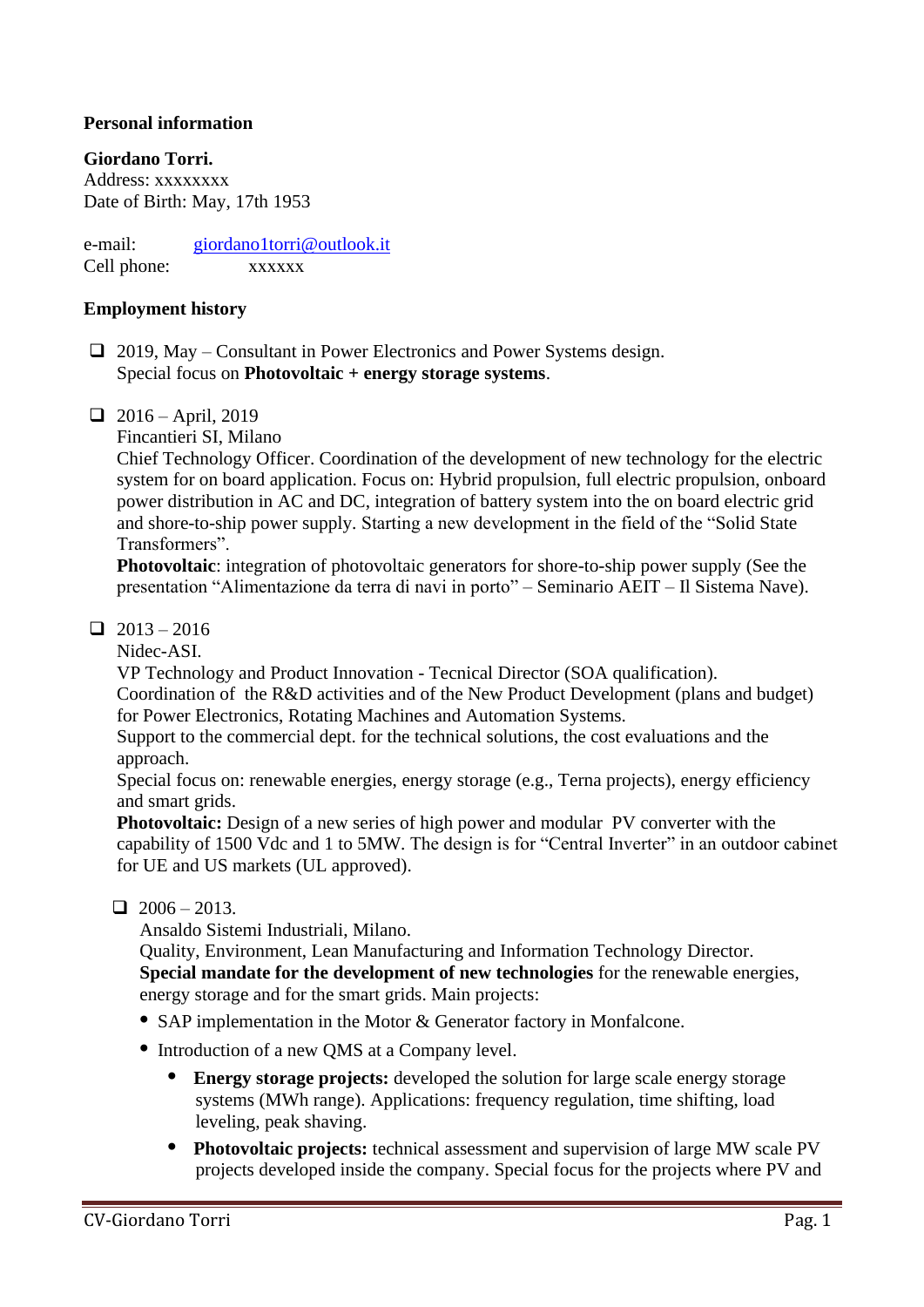**Personal information**

**Giordano Torri.**
Address: xxxxxxxx
Date of Birth: May, 17th 1953

e-mail: giordano1torri@outlook.it
Cell phone: xxxxxx

**Employment history**

- 2019, May – Consultant in Power Electronics and Power Systems design.
  Special focus on **Photovoltaic + energy storage systems**.

- 2016 – April, 2019
  Fincantieri SI, Milano
  Chief Technology Officer. Coordination of the development of new technology for the electric system for on board application. Focus on: Hybrid propulsion, full electric propulsion, onboard power distribution in AC and DC, integration of battery system into the on board electric grid and shore-to-ship power supply. Starting a new development in the field of the "Solid State Transformers".
  **Photovoltaic**: integration of photovoltaic generators for shore-to-ship power supply (See the presentation "Alimentazione da terra di navi in porto" – Seminario AEIT – Il Sistema Nave).

- 2013 – 2016
  Nidec-ASI.
  VP Technology and Product Innovation - Tecnical Director (SOA qualification).
  Coordination of the R&D activities and of the New Product Development (plans and budget) for Power Electronics, Rotating Machines and Automation Systems.
  Support to the commercial dept. for the technical solutions, the cost evaluations and the approach.
  Special focus on: renewable energies, energy storage (e.g., Terna projects), energy efficiency and smart grids.
  **Photovoltaic:** Design of a new series of high power and modular PV converter with the capability of 1500 Vdc and 1 to 5MW. The design is for "Central Inverter" in an outdoor cabinet for UE and US markets (UL approved).

- 2006 – 2013.
  Ansaldo Sistemi Industriali, Milano.
  Quality, Environment, Lean Manufacturing and Information Technology Director.
  **Special mandate for the development of new technologies** for the renewable energies, energy storage and for the smart grids. Main projects:
  - SAP implementation in the Motor & Generator factory in Monfalcone.
  - Introduction of a new QMS at a Company level.
    - **Energy storage projects:** developed the solution for large scale energy storage systems (MWh range). Applications: frequency regulation, time shifting, load leveling, peak shaving.
    - **Photovoltaic projects:** technical assessment and supervision of large MW scale PV projects developed inside the company. Special focus for the projects where PV and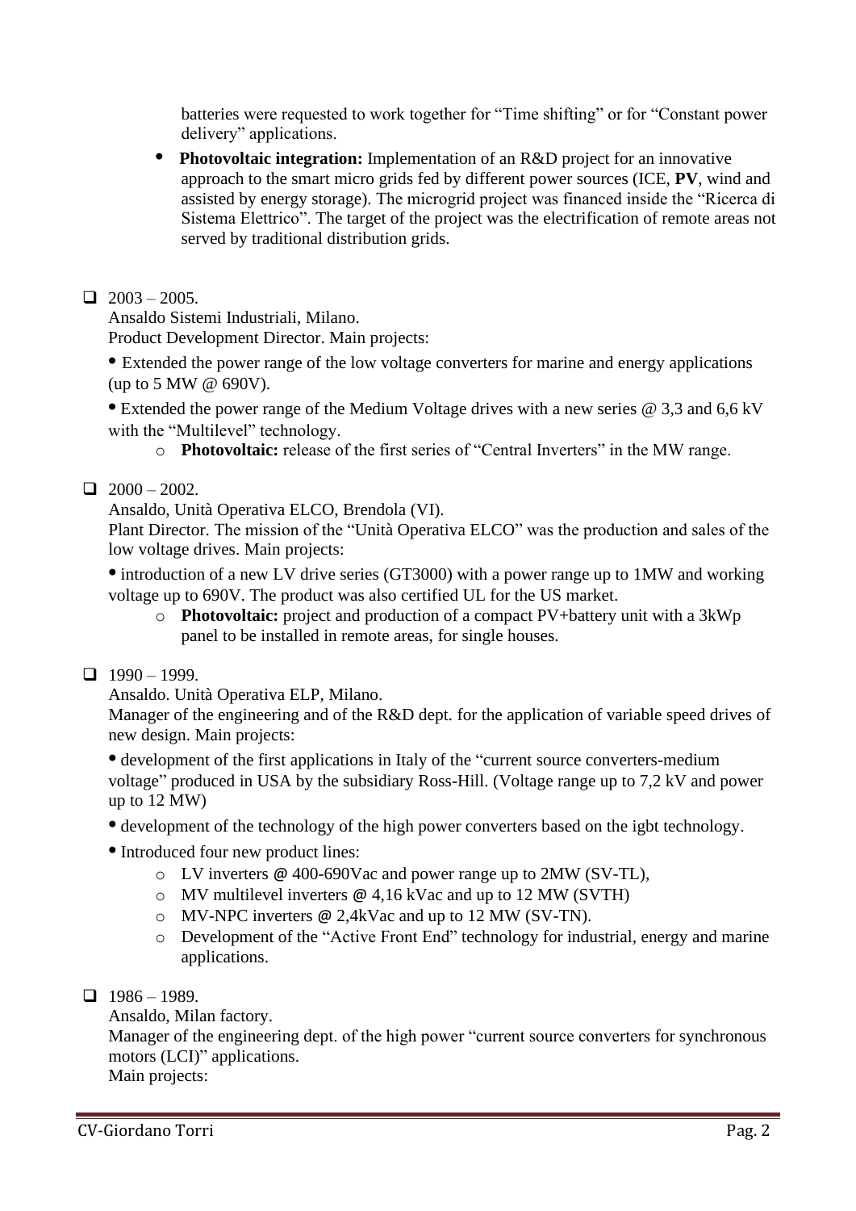batteries were requested to work together for "Time shifting" or for "Constant power delivery" applications.

- **Photovoltaic integration:** Implementation of an R&D project for an innovative approach to the smart micro grids fed by different power sources (ICE, **PV**, wind and assisted by energy storage). The microgrid project was financed inside the "Ricerca di Sistema Elettrico". The target of the project was the electrification of remote areas not served by traditional distribution grids.

- 2003 – 2005.
  Ansaldo Sistemi Industriali, Milano.
  Product Development Director. Main projects:

  - Extended the power range of the low voltage converters for marine and energy applications (up to 5 MW @ 690V).

  - Extended the power range of the Medium Voltage drives with a new series @ 3,3 and 6,6 kV with the "Multilevel" technology.
    - **Photovoltaic:** release of the first series of "Central Inverters" in the MW range.

- 2000 – 2002.
  Ansaldo, Unità Operativa ELCO, Brendola (VI).
  Plant Director. The mission of the "Unità Operativa ELCO" was the production and sales of the low voltage drives. Main projects:

  - introduction of a new LV drive series (GT3000) with a power range up to 1MW and working voltage up to 690V. The product was also certified UL for the US market.
    - **Photovoltaic:** project and production of a compact PV+battery unit with a 3kWp panel to be installed in remote areas, for single houses.

- 1990 – 1999.
  Ansaldo. Unità Operativa ELP, Milano.
  Manager of the engineering and of the R&D dept. for the application of variable speed drives of new design. Main projects:

  - development of the first applications in Italy of the "current source converters-medium voltage" produced in USA by the subsidiary Ross-Hill. (Voltage range up to 7,2 kV and power up to 12 MW)

  - development of the technology of the high power converters based on the igbt technology.

  - Introduced four new product lines:
    - LV inverters @ 400-690Vac and power range up to 2MW (SV-TL),
    - MV multilevel inverters @ 4,16 kVac and up to 12 MW (SVTH)
    - MV-NPC inverters @ 2,4kVac and up to 12 MW (SV-TN).
    - Development of the "Active Front End" technology for industrial, energy and marine applications.

- 1986 – 1989.
  Ansaldo, Milan factory.
  Manager of the engineering dept. of the high power "current source converters for synchronous motors (LCI)" applications.
  Main projects: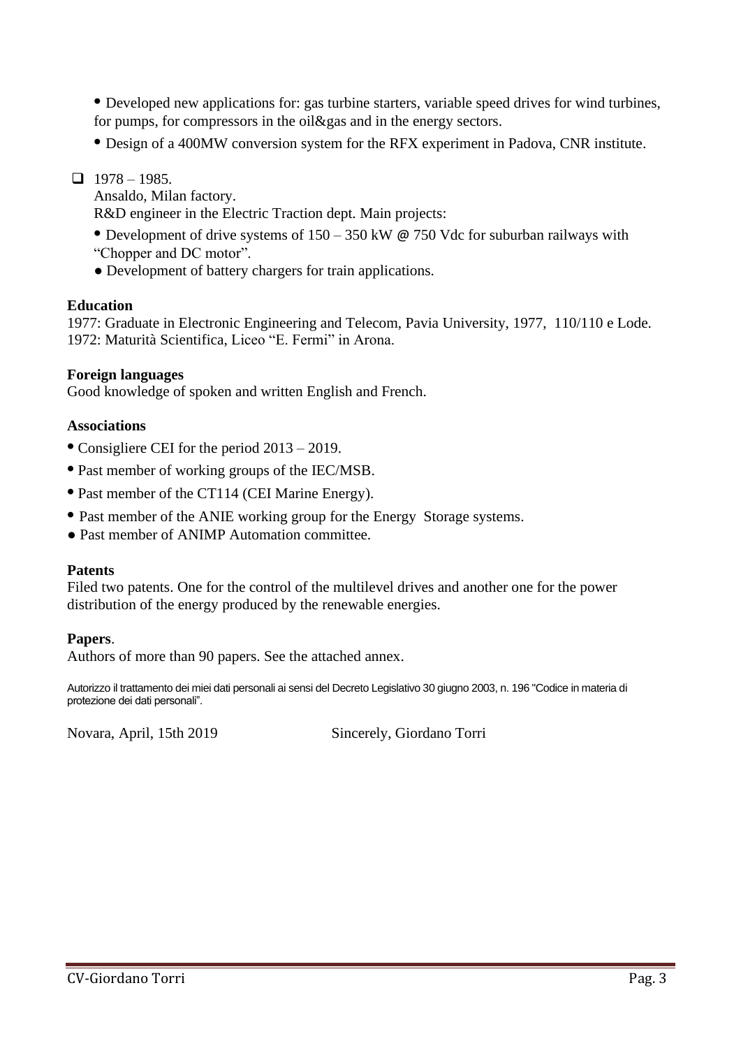- Developed new applications for: gas turbine starters, variable speed drives for wind turbines, for pumps, for compressors in the oil&gas and in the energy sectors.
- Design of a 400MW conversion system for the RFX experiment in Padova, CNR institute.

- 1978 – 1985.
  Ansaldo, Milan factory.
  R&D engineer in the Electric Traction dept. Main projects:
  - Development of drive systems of 150 – 350 kW @ 750 Vdc for suburban railways with "Chopper and DC motor".
  - Development of battery chargers for train applications.

**Education**

1977: Graduate in Electronic Engineering and Telecom, Pavia University, 1977, 110/110 e Lode.
1972: Maturità Scientifica, Liceo "E. Fermi" in Arona.

**Foreign languages**

Good knowledge of spoken and written English and French.

**Associations**

- Consigliere CEI for the period 2013 – 2019.
- Past member of working groups of the IEC/MSB.
- Past member of the CT114 (CEI Marine Energy).
- Past member of the ANIE working group for the Energy Storage systems.
- Past member of ANIMP Automation committee.

**Patents**

Filed two patents. One for the control of the multilevel drives and another one for the power distribution of the energy produced by the renewable energies.

**Papers**.

Authors of more than 90 papers. See the attached annex.

Autorizzo il trattamento dei miei dati personali ai sensi del Decreto Legislativo 30 giugno 2003, n. 196 "Codice in materia di protezione dei dati personali".

Novara, April, 15th 2019 Sincerely, Giordano Torri